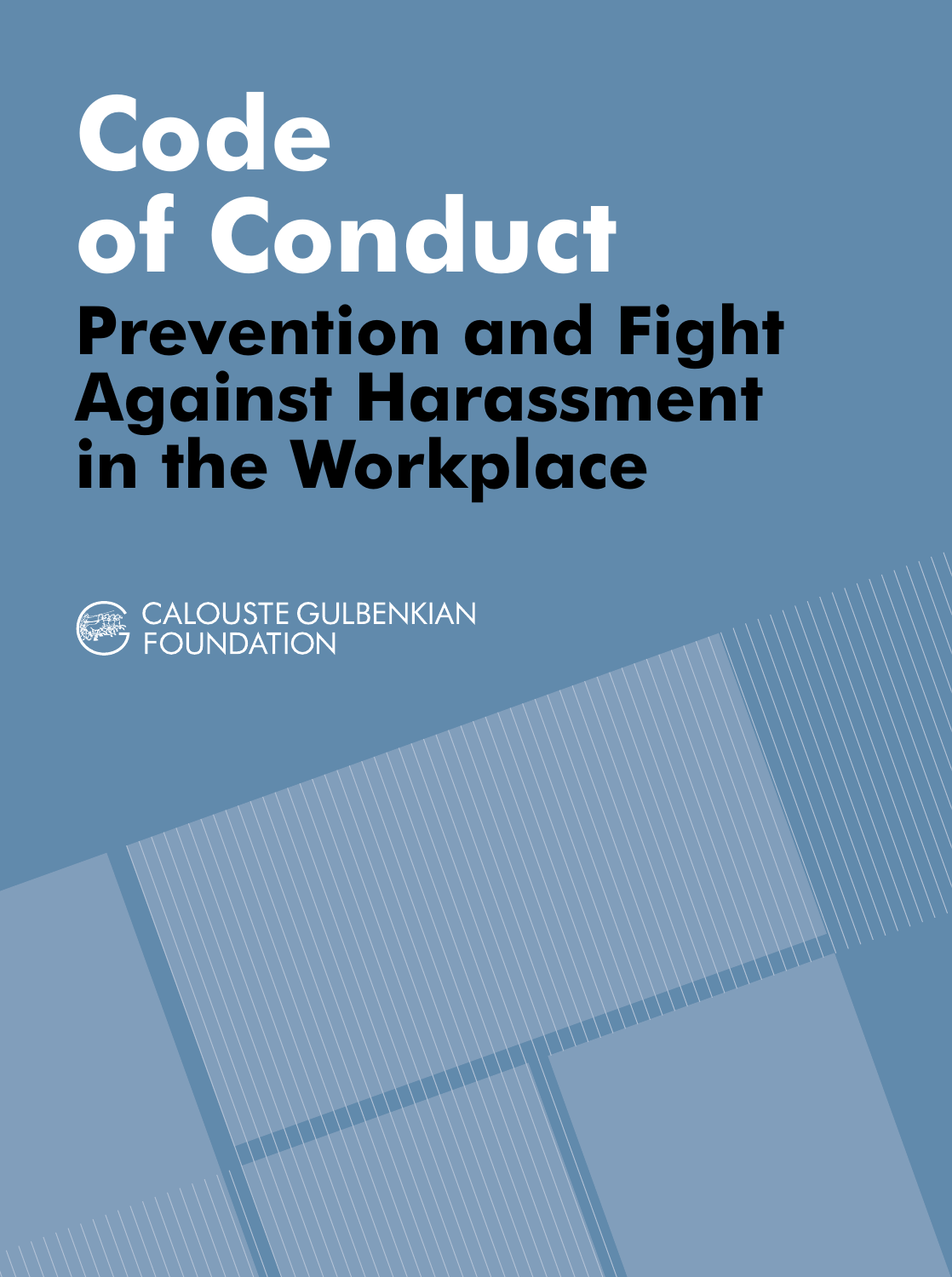# Code of Conduct

## Prevention and Fight Against Harassment in the Workplace

CALOUSTE GULBENKIAN FOUNDATION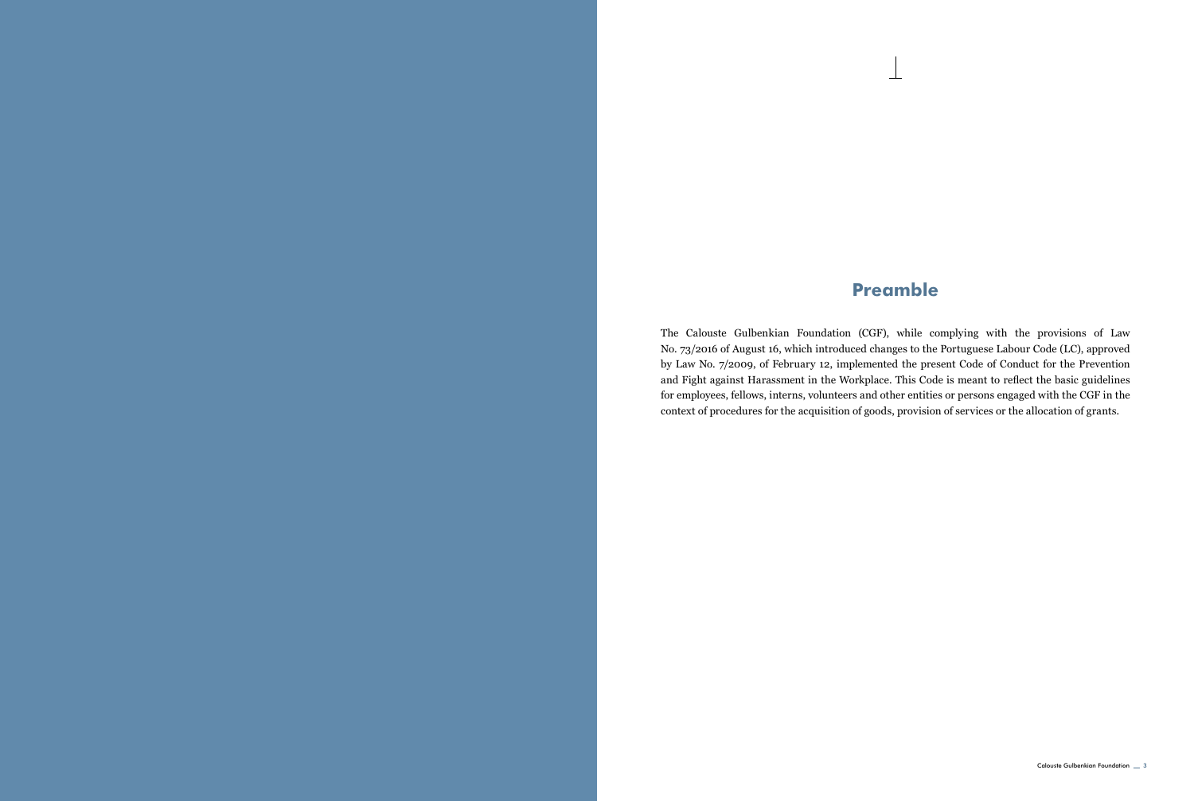# Preamble

The Calouste Gulbenkian Foundation (CGF), while complying with the provisions of Law No. 73/2016 of August 16, which introduced changes to the Portuguese Labour Code (LC), approved by Law No. 7/2009, of February 12, implemented the present Code of Conduct for the Prevention and Fight against Harassment in the Workplace. This Code is meant to reflect the basic guidelines for employees, fellows, interns, volunteers and other entities or persons engaged with the CGF in the context of procedures for the acquisition of goods, provision of services or the allocation of grants.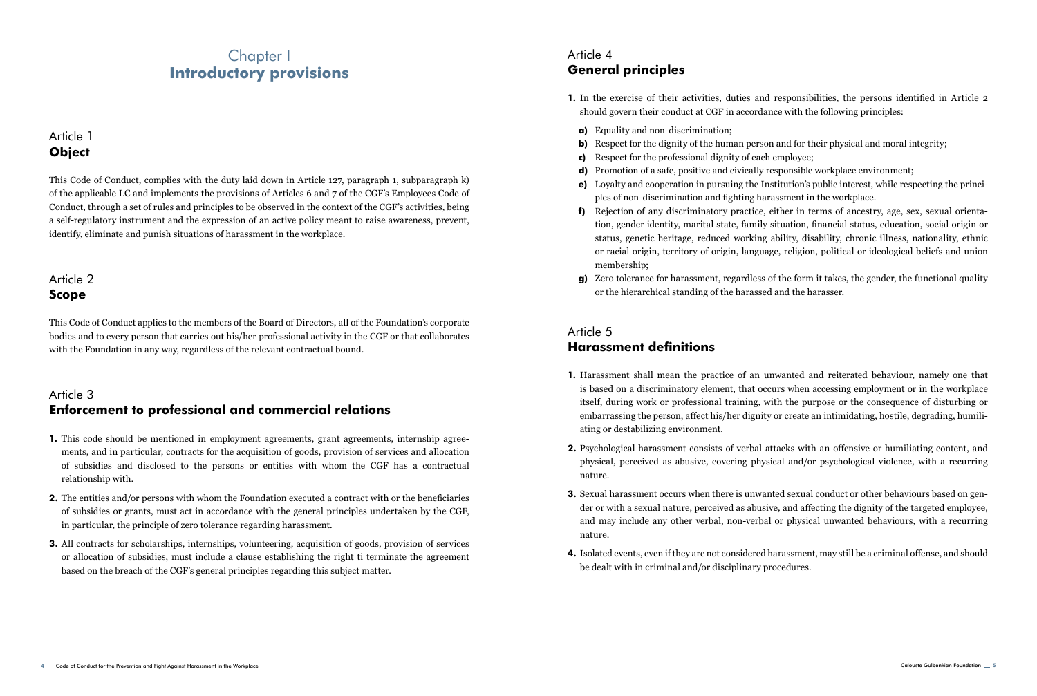# Chapter I
# Introductory provisions

## Article 1
## Object

This Code of Conduct, complies with the duty laid down in Article 127, paragraph 1, subparagraph k) of the applicable LC and implements the provisions of Articles 6 and 7 of the CGF's Employees Code of Conduct, through a set of rules and principles to be observed in the context of the CGF's activities, being a self-regulatory instrument and the expression of an active policy meant to raise awareness, prevent, identify, eliminate and punish situations of harassment in the workplace.

## Article 2
## Scope

This Code of Conduct applies to the members of the Board of Directors, all of the Foundation's corporate bodies and to every person that carries out his/her professional activity in the CGF or that collaborates with the Foundation in any way, regardless of the relevant contractual bound.

## Article 3
## Enforcement to professional and commercial relations

**1.** This code should be mentioned in employment agreements, grant agreements, internship agreements, and in particular, contracts for the acquisition of goods, provision of services and allocation of subsidies and disclosed to the persons or entities with whom the CGF has a contractual relationship with.

**2.** The entities and/or persons with whom the Foundation executed a contract with or the beneficiaries of subsidies or grants, must act in accordance with the general principles undertaken by the CGF, in particular, the principle of zero tolerance regarding harassment.

**3.** All contracts for scholarships, internships, volunteering, acquisition of goods, provision of services or allocation of subsidies, must include a clause establishing the right ti terminate the agreement based on the breach of the CGF's general principles regarding this subject matter.

## Article 4
## General principles

**1.** In the exercise of their activities, duties and responsibilities, the persons identified in Article 2 should govern their conduct at CGF in accordance with the following principles:

- **a)** Equality and non-discrimination;
- **b)** Respect for the dignity of the human person and for their physical and moral integrity;
- **c)** Respect for the professional dignity of each employee;
- **d)** Promotion of a safe, positive and civically responsible workplace environment;
- **e)** Loyalty and cooperation in pursuing the Institution's public interest, while respecting the principles of non-discrimination and fighting harassment in the workplace.
- **f)** Rejection of any discriminatory practice, either in terms of ancestry, age, sex, sexual orientation, gender identity, marital state, family situation, financial status, education, social origin or status, genetic heritage, reduced working ability, disability, chronic illness, nationality, ethnic or racial origin, territory of origin, language, religion, political or ideological beliefs and union membership;
- **g)** Zero tolerance for harassment, regardless of the form it takes, the gender, the functional quality or the hierarchical standing of the harassed and the harasser.

## Article 5
## Harassment definitions

**1.** Harassment shall mean the practice of an unwanted and reiterated behaviour, namely one that is based on a discriminatory element, that occurs when accessing employment or in the workplace itself, during work or professional training, with the purpose or the consequence of disturbing or embarrassing the person, affect his/her dignity or create an intimidating, hostile, degrading, humiliating or destabilizing environment.

**2.** Psychological harassment consists of verbal attacks with an offensive or humiliating content, and physical, perceived as abusive, covering physical and/or psychological violence, with a recurring nature.

**3.** Sexual harassment occurs when there is unwanted sexual conduct or other behaviours based on gender or with a sexual nature, perceived as abusive, and affecting the dignity of the targeted employee, and may include any other verbal, non-verbal or physical unwanted behaviours, with a recurring nature.

**4.** Isolated events, even if they are not considered harassment, may still be a criminal offense, and should be dealt with in criminal and/or disciplinary procedures.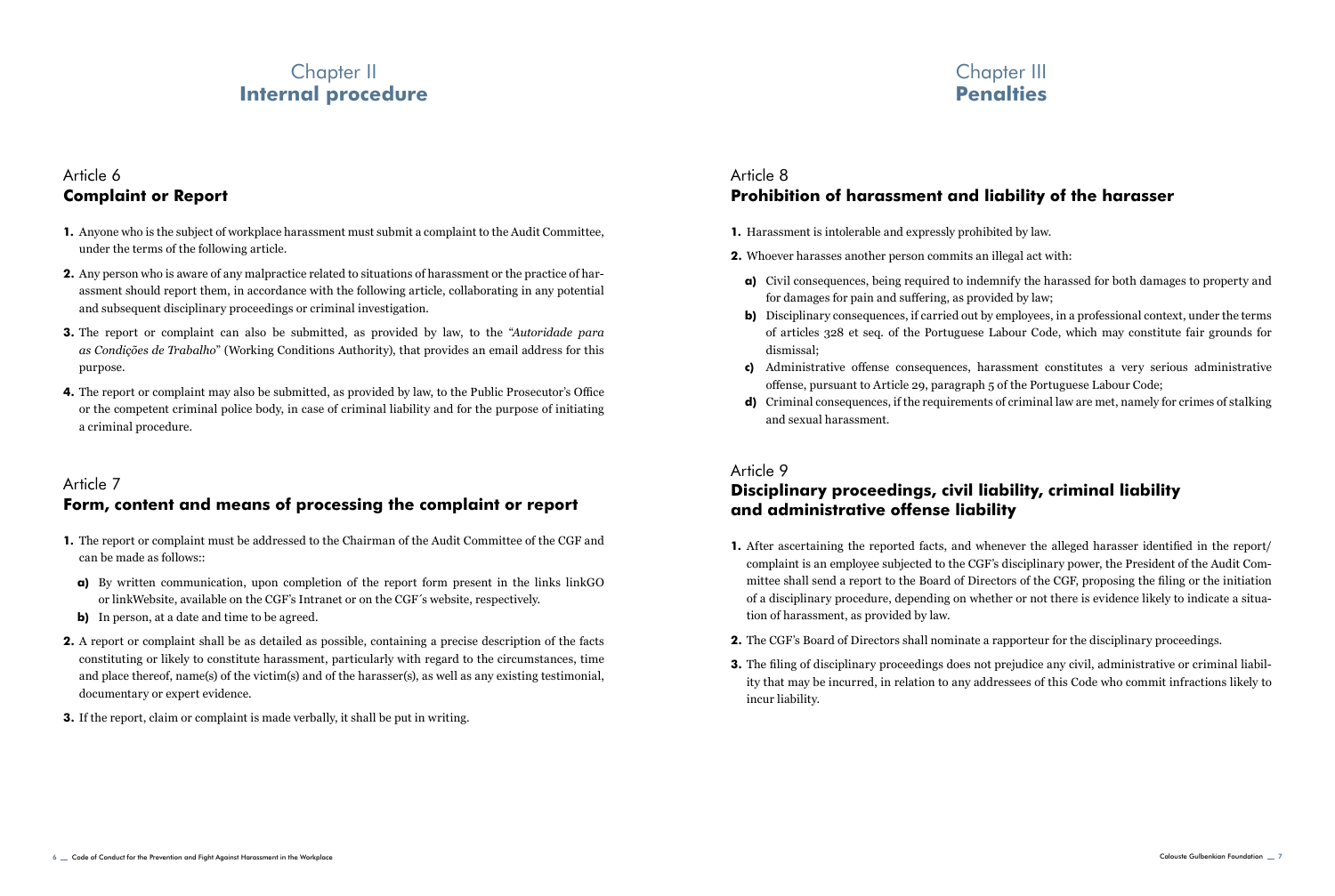# Chapter II
# **Internal procedure**

## Article 6
## **Complaint or Report**

**1.** Anyone who is the subject of workplace harassment must submit a complaint to the Audit Committee, under the terms of the following article.

**2.** Any person who is aware of any malpractice related to situations of harassment or the practice of harassment should report them, in accordance with the following article, collaborating in any potential and subsequent disciplinary proceedings or criminal investigation.

**3.** The report or complaint can also be submitted, as provided by law, to the "*Autoridade para as Condições de Trabalho*" (Working Conditions Authority), that provides an email address for this purpose.

**4.** The report or complaint may also be submitted, as provided by law, to the Public Prosecutor's Office or the competent criminal police body, in case of criminal liability and for the purpose of initiating a criminal procedure.

## Article 7
## **Form, content and means of processing the complaint or report**

**1.** The report or complaint must be addressed to the Chairman of the Audit Committee of the CGF and can be made as follows::

**a)** By written communication, upon completion of the report form present in the links linkGO or linkWebsite, available on the CGF's Intranet or on the CGF´s website, respectively.

**b)** In person, at a date and time to be agreed.

**2.** A report or complaint shall be as detailed as possible, containing a precise description of the facts constituting or likely to constitute harassment, particularly with regard to the circumstances, time and place thereof, name(s) of the victim(s) and of the harasser(s), as well as any existing testimonial, documentary or expert evidence.

**3.** If the report, claim or complaint is made verbally, it shall be put in writing.

# Chapter III
# **Penalties**

## Article 8
## **Prohibition of harassment and liability of the harasser**

**1.** Harassment is intolerable and expressly prohibited by law.

**2.** Whoever harasses another person commits an illegal act with:

**a)** Civil consequences, being required to indemnify the harassed for both damages to property and for damages for pain and suffering, as provided by law;

**b)** Disciplinary consequences, if carried out by employees, in a professional context, under the terms of articles 328 et seq. of the Portuguese Labour Code, which may constitute fair grounds for dismissal;

**c)** Administrative offense consequences, harassment constitutes a very serious administrative offense, pursuant to Article 29, paragraph 5 of the Portuguese Labour Code;

**d)** Criminal consequences, if the requirements of criminal law are met, namely for crimes of stalking and sexual harassment.

## Article 9
## **Disciplinary proceedings, civil liability, criminal liability and administrative offense liability**

**1.** After ascertaining the reported facts, and whenever the alleged harasser identified in the report/complaint is an employee subjected to the CGF's disciplinary power, the President of the Audit Committee shall send a report to the Board of Directors of the CGF, proposing the filing or the initiation of a disciplinary procedure, depending on whether or not there is evidence likely to indicate a situation of harassment, as provided by law.

**2.** The CGF's Board of Directors shall nominate a rapporteur for the disciplinary proceedings.

**3.** The filing of disciplinary proceedings does not prejudice any civil, administrative or criminal liability that may be incurred, in relation to any addressees of this Code who commit infractions likely to incur liability.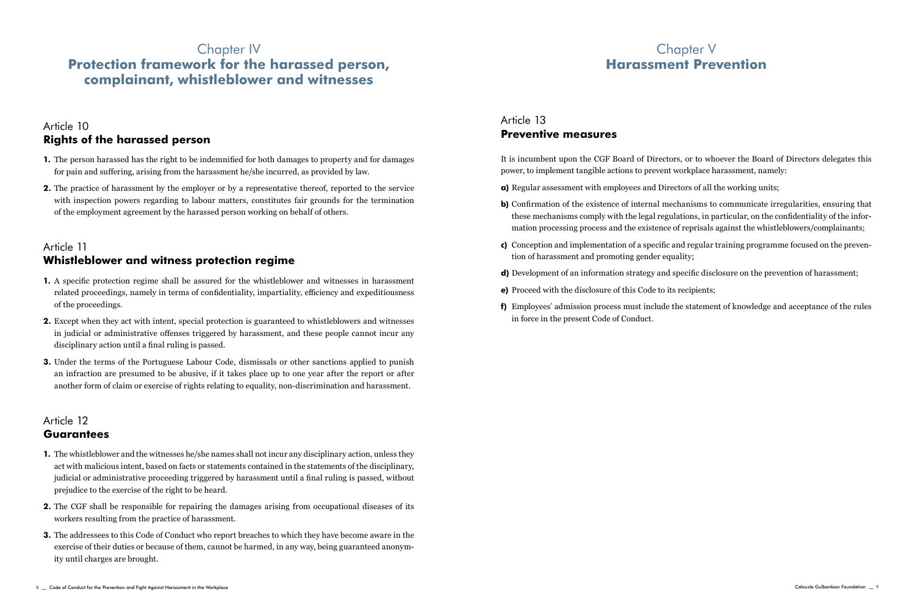# Chapter IV
# Protection framework for the harassed person, complainant, whistleblower and witnesses

## Article 10
## Rights of the harassed person

**1.** The person harassed has the right to be indemnified for both damages to property and for damages for pain and suffering, arising from the harassment he/she incurred, as provided by law.

**2.** The practice of harassment by the employer or by a representative thereof, reported to the service with inspection powers regarding to labour matters, constitutes fair grounds for the termination of the employment agreement by the harassed person working on behalf of others.

## Article 11
## Whistleblower and witness protection regime

**1.** A specific protection regime shall be assured for the whistleblower and witnesses in harassment related proceedings, namely in terms of confidentiality, impartiality, efficiency and expeditiousness of the proceedings.

**2.** Except when they act with intent, special protection is guaranteed to whistleblowers and witnesses in judicial or administrative offenses triggered by harassment, and these people cannot incur any disciplinary action until a final ruling is passed.

**3.** Under the terms of the Portuguese Labour Code, dismissals or other sanctions applied to punish an infraction are presumed to be abusive, if it takes place up to one year after the report or after another form of claim or exercise of rights relating to equality, non-discrimination and harassment.

## Article 12
## Guarantees

**1.** The whistleblower and the witnesses he/she names shall not incur any disciplinary action, unless they act with malicious intent, based on facts or statements contained in the statements of the disciplinary, judicial or administrative proceeding triggered by harassment until a final ruling is passed, without prejudice to the exercise of the right to be heard.

**2.** The CGF shall be responsible for repairing the damages arising from occupational diseases of its workers resulting from the practice of harassment.

**3.** The addressees to this Code of Conduct who report breaches to which they have become aware in the exercise of their duties or because of them, cannot be harmed, in any way, being guaranteed anonymity until charges are brought.

# Chapter V
# Harassment Prevention

## Article 13
## Preventive measures

It is incumbent upon the CGF Board of Directors, or to whoever the Board of Directors delegates this power, to implement tangible actions to prevent workplace harassment, namely:

**a)** Regular assessment with employees and Directors of all the working units;

**b)** Confirmation of the existence of internal mechanisms to communicate irregularities, ensuring that these mechanisms comply with the legal regulations, in particular, on the confidentiality of the information processing process and the existence of reprisals against the whistleblowers/complainants;

**c)** Conception and implementation of a specific and regular training programme focused on the prevention of harassment and promoting gender equality;

**d)** Development of an information strategy and specific disclosure on the prevention of harassment;

**e)** Proceed with the disclosure of this Code to its recipients;

**f)** Employees' admission process must include the statement of knowledge and acceptance of the rules in force in the present Code of Conduct.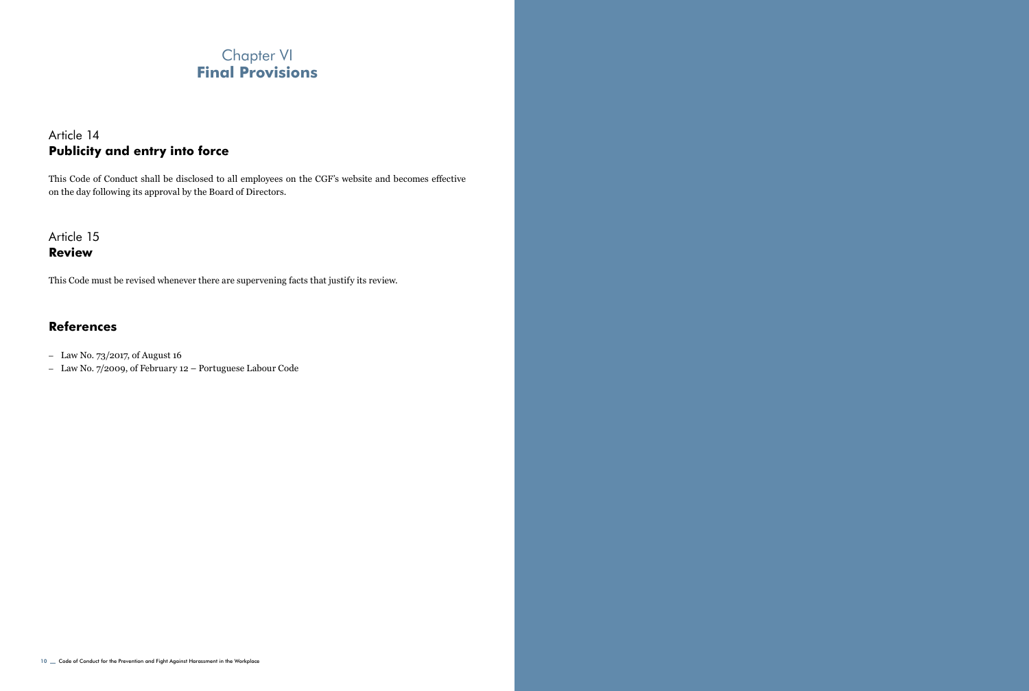# Chapter VI
# **Final Provisions**

## Article 14
## **Publicity and entry into force**

This Code of Conduct shall be disclosed to all employees on the CGF's website and becomes effective on the day following its approval by the Board of Directors.

## Article 15
## **Review**

This Code must be revised whenever there are supervening facts that justify its review.

## **References**

- Law No. 73/2017, of August 16
- Law No. 7/2009, of February 12 – Portuguese Labour Code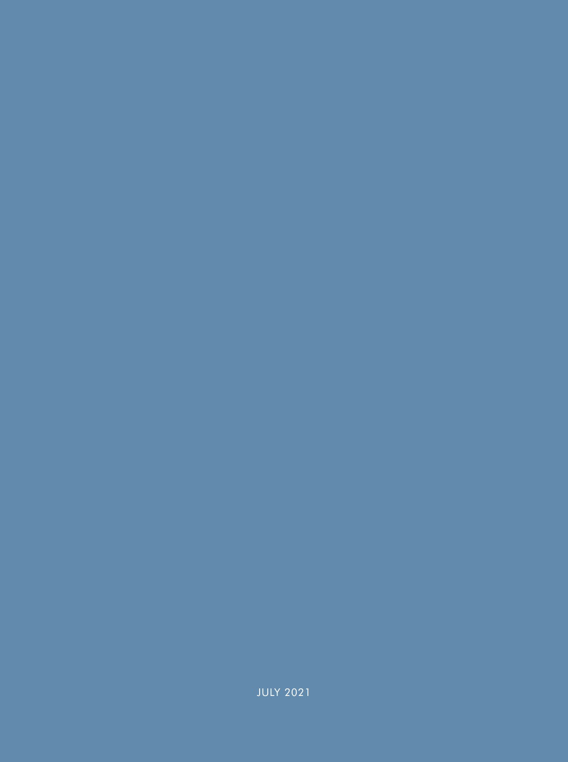JULY 2021